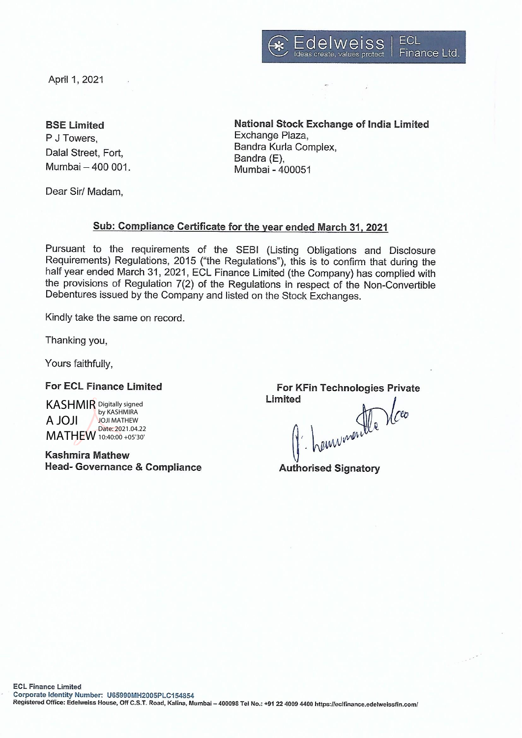Edelweiss | ECL Finance Ltd.

April 1, 2021

**BSE Limited**
P J Towers,
Dalal Street, Fort,
Mumbai – 400 001.

**National Stock Exchange of India Limited**
Exchange Plaza,
Bandra Kurla Complex,
Bandra (E),
Mumbai - 400051

Dear Sir/ Madam,

**Sub: Compliance Certificate for the year ended March 31, 2021**

Pursuant to the requirements of the SEBI (Listing Obligations and Disclosure Requirements) Regulations, 2015 ("the Regulations"), this is to confirm that during the half year ended March 31, 2021, ECL Finance Limited (the Company) has complied with the provisions of Regulation 7(2) of the Regulations in respect of the Non-Convertible Debentures issued by the Company and listed on the Stock Exchanges.

Kindly take the same on record.

Thanking you,

Yours faithfully,

**For ECL Finance Limited**

KASHMIRA JOJI MATHEW
Digitally signed by KASHMIRA JOJI MATHEW
Date: 2021.04.22 10:40:00 +05'30'

**Kashmira Mathew**
**Head- Governance & Compliance**

**For KFin Technologies Private Limited**

**Authorised Signatory**

**ECL Finance Limited**
**Corporate Identity Number: U65990MH2005PLC154854**
**Registered Office: Edelweiss House, Off C.S.T. Road, Kalina, Mumbai – 400098 Tel No.: +91 22 4009 4400 https://eclfinance.edelweissfin.com/**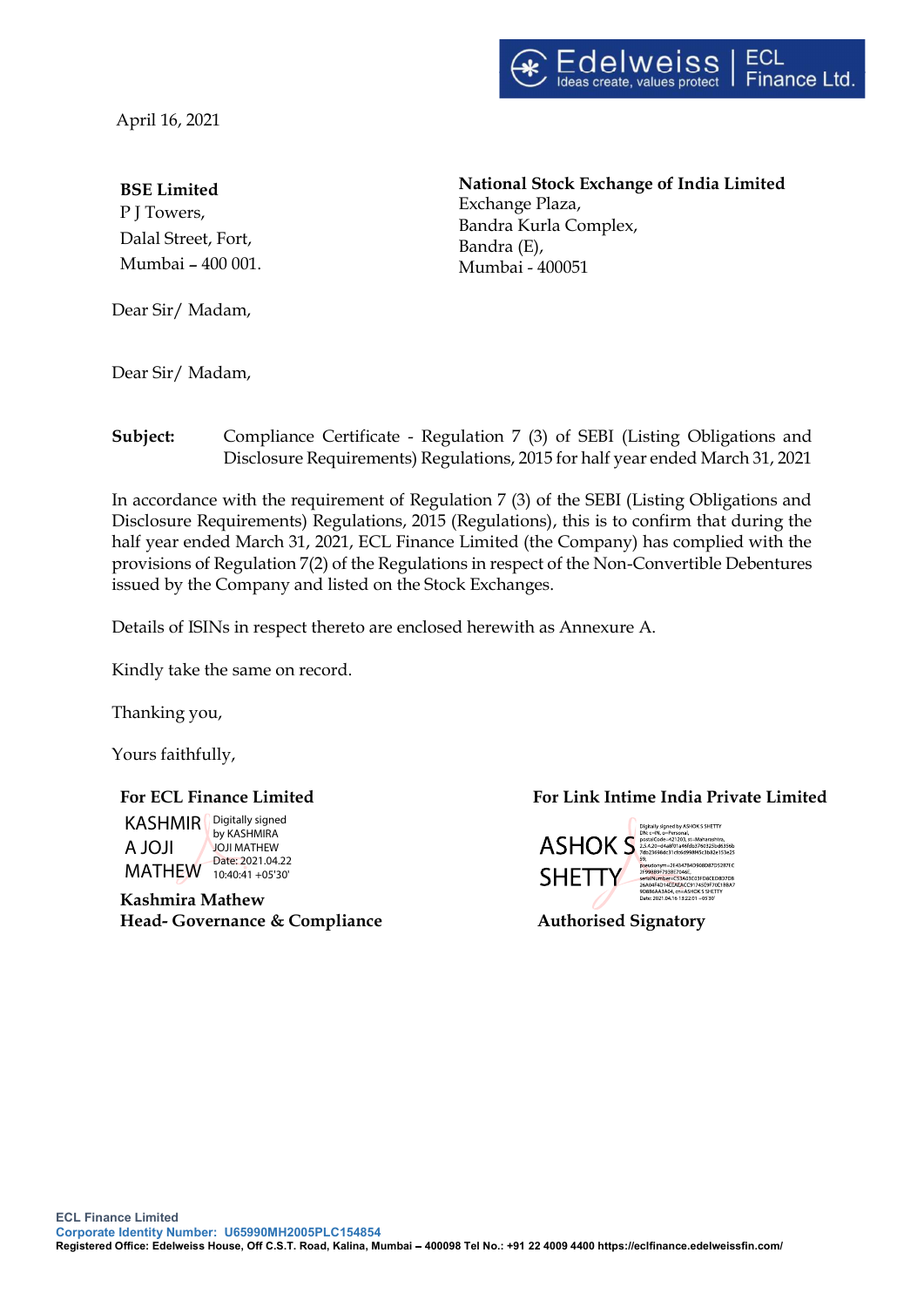April 16, 2021

**BSE Limited**
P J Towers,
Dalal Street, Fort,
Mumbai – 400 001.

**National Stock Exchange of India Limited**
Exchange Plaza,
Bandra Kurla Complex,
Bandra (E),
Mumbai - 400051

Dear Sir/ Madam,

Dear Sir/ Madam,

**Subject:** Compliance Certificate - Regulation 7 (3) of SEBI (Listing Obligations and Disclosure Requirements) Regulations, 2015 for half year ended March 31, 2021

In accordance with the requirement of Regulation 7 (3) of the SEBI (Listing Obligations and Disclosure Requirements) Regulations, 2015 (Regulations), this is to confirm that during the half year ended March 31, 2021, ECL Finance Limited (the Company) has complied with the provisions of Regulation 7(2) of the Regulations in respect of the Non-Convertible Debentures issued by the Company and listed on the Stock Exchanges.

Details of ISINs in respect thereto are enclosed herewith as Annexure A.

Kindly take the same on record.

Thanking you,

Yours faithfully,

**For ECL Finance Limited**

KASHMIRA JOJI MATHEW
Digitally signed by KASHMIRA JOJI MATHEW
Date: 2021.04.22 10:40:41 +05'30'

**Kashmira Mathew**
**Head- Governance & Compliance**

**For Link Intime India Private Limited**

ASHOK S SHETTY
Digitally signed by ASHOK S SHETTY
Date: 2021.04.16 13:22:01 +05'30'

**Authorised Signatory**

ECL Finance Limited
Corporate Identity Number: U65990MH2005PLC154854
Registered Office: Edelweiss House, Off C.S.T. Road, Kalina, Mumbai – 400098 Tel No.: +91 22 4009 4400 https://eclfinance.edelweissfin.com/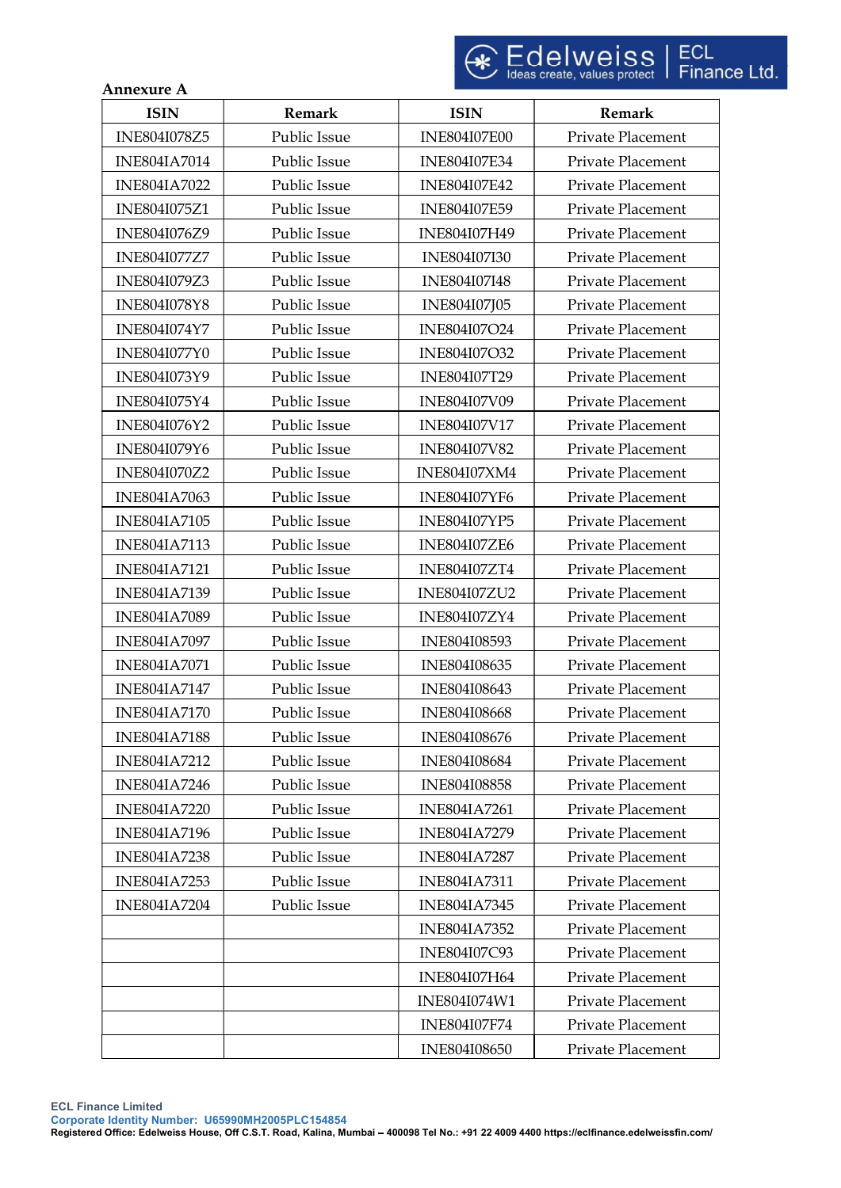**Annexure A**

| ISIN | Remark | ISIN | Remark |
|---|---|---|---|
| INE804I078Z5 | Public Issue | INE804I07E00 | Private Placement |
| INE804IA7014 | Public Issue | INE804I07E34 | Private Placement |
| INE804IA7022 | Public Issue | INE804I07E42 | Private Placement |
| INE804I075Z1 | Public Issue | INE804I07E59 | Private Placement |
| INE804I076Z9 | Public Issue | INE804I07H49 | Private Placement |
| INE804I077Z7 | Public Issue | INE804I07I30 | Private Placement |
| INE804I079Z3 | Public Issue | INE804I07I48 | Private Placement |
| INE804I078Y8 | Public Issue | INE804I07J05 | Private Placement |
| INE804I074Y7 | Public Issue | INE804I07O24 | Private Placement |
| INE804I077Y0 | Public Issue | INE804I07O32 | Private Placement |
| INE804I073Y9 | Public Issue | INE804I07T29 | Private Placement |
| INE804I075Y4 | Public Issue | INE804I07V09 | Private Placement |
| INE804I076Y2 | Public Issue | INE804I07V17 | Private Placement |
| INE804I079Y6 | Public Issue | INE804I07V82 | Private Placement |
| INE804I070Z2 | Public Issue | INE804I07XM4 | Private Placement |
| INE804IA7063 | Public Issue | INE804I07YF6 | Private Placement |
| INE804IA7105 | Public Issue | INE804I07YP5 | Private Placement |
| INE804IA7113 | Public Issue | INE804I07ZE6 | Private Placement |
| INE804IA7121 | Public Issue | INE804I07ZT4 | Private Placement |
| INE804IA7139 | Public Issue | INE804I07ZU2 | Private Placement |
| INE804IA7089 | Public Issue | INE804I07ZY4 | Private Placement |
| INE804IA7097 | Public Issue | INE804I08593 | Private Placement |
| INE804IA7071 | Public Issue | INE804I08635 | Private Placement |
| INE804IA7147 | Public Issue | INE804I08643 | Private Placement |
| INE804IA7170 | Public Issue | INE804I08668 | Private Placement |
| INE804IA7188 | Public Issue | INE804I08676 | Private Placement |
| INE804IA7212 | Public Issue | INE804I08684 | Private Placement |
| INE804IA7246 | Public Issue | INE804I08858 | Private Placement |
| INE804IA7220 | Public Issue | INE804IA7261 | Private Placement |
| INE804IA7196 | Public Issue | INE804IA7279 | Private Placement |
| INE804IA7238 | Public Issue | INE804IA7287 | Private Placement |
| INE804IA7253 | Public Issue | INE804IA7311 | Private Placement |
| INE804IA7204 | Public Issue | INE804IA7345 | Private Placement |
| | | INE804IA7352 | Private Placement |
| | | INE804I07C93 | Private Placement |
| | | INE804I07H64 | Private Placement |
| | | INE804I074W1 | Private Placement |
| | | INE804I07F74 | Private Placement |
| | | INE804I08650 | Private Placement |

**ECL Finance Limited**
**Corporate Identity Number: U65990MH2005PLC154854**
**Registered Office: Edelweiss House, Off C.S.T. Road, Kalina, Mumbai – 400098 Tel No.: +91 22 4009 4400 https://eclfinance.edelweissfin.com/**